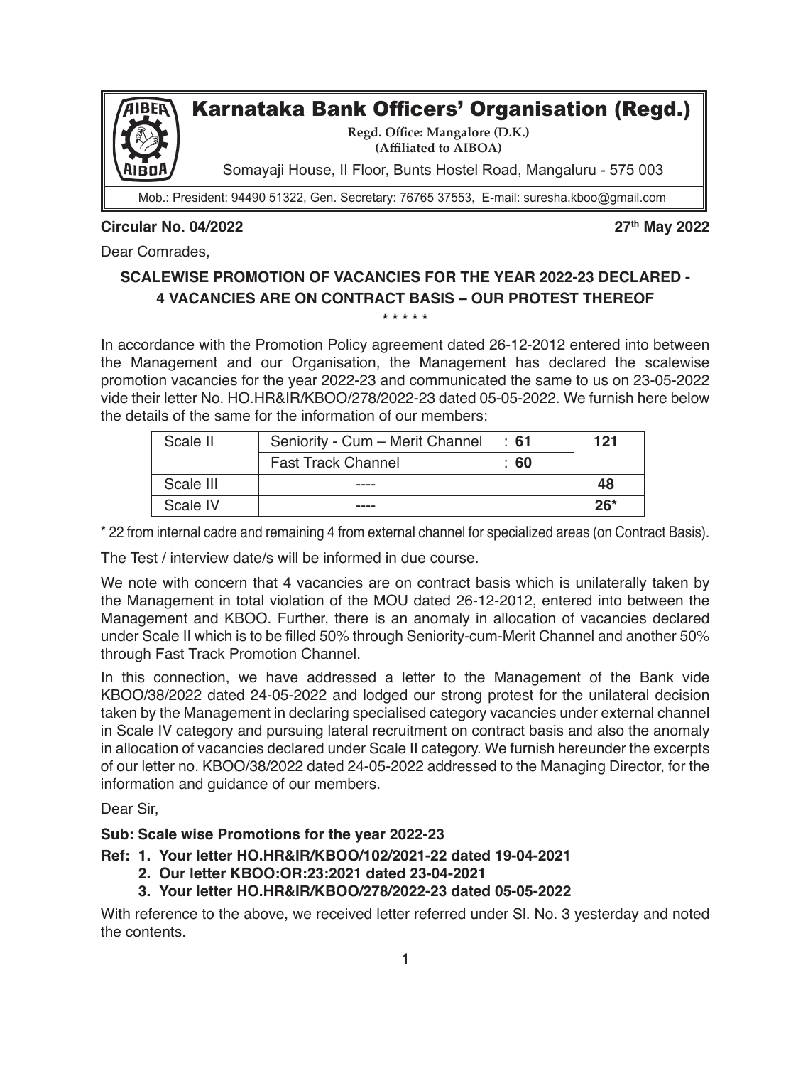# Karnataka Bank Officers' Organisation (Regd.)

**Regd. Office: Mangalore (D.K.)**
**(Affiliated to AIBOA)**

Somayaji House, II Floor, Bunts Hostel Road, Mangaluru - 575 003

Mob.: President: 94490 51322, Gen. Secretary: 76765 37553, E-mail: suresha.kboo@gmail.com

**Circular No. 04/2022** **27th May 2022**

Dear Comrades,

**SCALEWISE PROMOTION OF VACANCIES FOR THE YEAR 2022-23 DECLARED - 4 VACANCIES ARE ON CONTRACT BASIS – OUR PROTEST THEREOF**

\* \* \* \* \*

In accordance with the Promotion Policy agreement dated 26-12-2012 entered into between the Management and our Organisation, the Management has declared the scalewise promotion vacancies for the year 2022-23 and communicated the same to us on 23-05-2022 vide their letter No. HO.HR&IR/KBOO/278/2022-23 dated 05-05-2022. We furnish here below the details of the same for the information of our members:

| Scale II | Seniority - Cum – Merit Channel : **61** | **121** |
|---|---|---|
| | Fast Track Channel : **60** | |
| Scale III | ---- | **48** |
| Scale IV | ---- | **26*** |

\* 22 from internal cadre and remaining 4 from external channel for specialized areas (on Contract Basis).

The Test / interview date/s will be informed in due course.

We note with concern that 4 vacancies are on contract basis which is unilaterally taken by the Management in total violation of the MOU dated 26-12-2012, entered into between the Management and KBOO. Further, there is an anomaly in allocation of vacancies declared under Scale II which is to be filled 50% through Seniority-cum-Merit Channel and another 50% through Fast Track Promotion Channel.

In this connection, we have addressed a letter to the Management of the Bank vide KBOO/38/2022 dated 24-05-2022 and lodged our strong protest for the unilateral decision taken by the Management in declaring specialised category vacancies under external channel in Scale IV category and pursuing lateral recruitment on contract basis and also the anomaly in allocation of vacancies declared under Scale II category. We furnish hereunder the excerpts of our letter no. KBOO/38/2022 dated 24-05-2022 addressed to the Managing Director, for the information and guidance of our members.

Dear Sir,

**Sub: Scale wise Promotions for the year 2022-23**

**Ref: 1. Your letter HO.HR&IR/KBOO/102/2021-22 dated 19-04-2021**
**2. Our letter KBOO:OR:23:2021 dated 23-04-2021**
**3. Your letter HO.HR&IR/KBOO/278/2022-23 dated 05-05-2022**

With reference to the above, we received letter referred under Sl. No. 3 yesterday and noted the contents.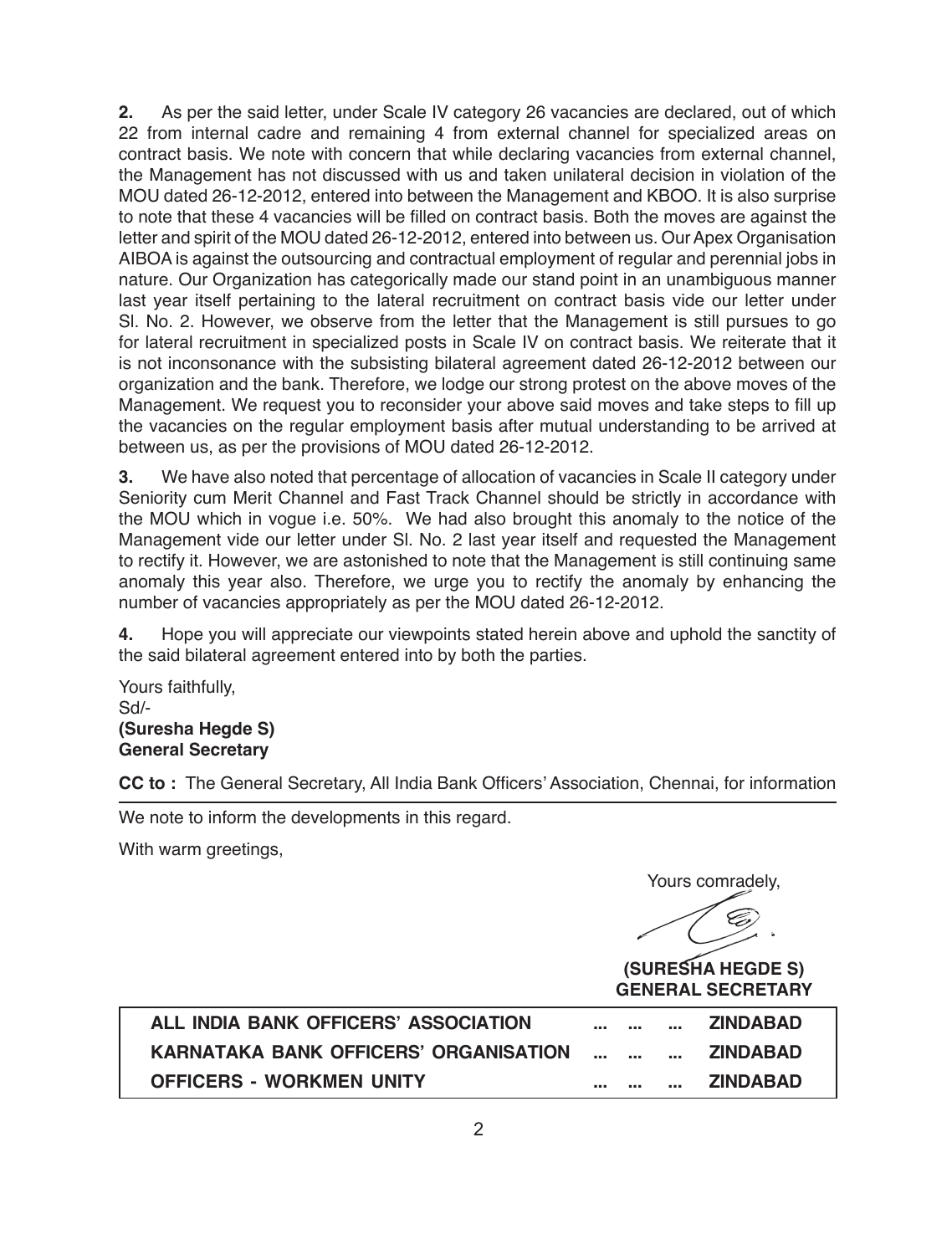**2.** As per the said letter, under Scale IV category 26 vacancies are declared, out of which 22 from internal cadre and remaining 4 from external channel for specialized areas on contract basis. We note with concern that while declaring vacancies from external channel, the Management has not discussed with us and taken unilateral decision in violation of the MOU dated 26-12-2012, entered into between the Management and KBOO. It is also surprise to note that these 4 vacancies will be filled on contract basis. Both the moves are against the letter and spirit of the MOU dated 26-12-2012, entered into between us. Our Apex Organisation AIBOA is against the outsourcing and contractual employment of regular and perennial jobs in nature. Our Organization has categorically made our stand point in an unambiguous manner last year itself pertaining to the lateral recruitment on contract basis vide our letter under Sl. No. 2. However, we observe from the letter that the Management is still pursues to go for lateral recruitment in specialized posts in Scale IV on contract basis. We reiterate that it is not inconsonance with the subsisting bilateral agreement dated 26-12-2012 between our organization and the bank. Therefore, we lodge our strong protest on the above moves of the Management. We request you to reconsider your above said moves and take steps to fill up the vacancies on the regular employment basis after mutual understanding to be arrived at between us, as per the provisions of MOU dated 26-12-2012.

**3.** We have also noted that percentage of allocation of vacancies in Scale II category under Seniority cum Merit Channel and Fast Track Channel should be strictly in accordance with the MOU which in vogue i.e. 50%. We had also brought this anomaly to the notice of the Management vide our letter under Sl. No. 2 last year itself and requested the Management to rectify it. However, we are astonished to note that the Management is still continuing same anomaly this year also. Therefore, we urge you to rectify the anomaly by enhancing the number of vacancies appropriately as per the MOU dated 26-12-2012.

**4.** Hope you will appreciate our viewpoints stated herein above and uphold the sanctity of the said bilateral agreement entered into by both the parties.

Yours faithfully,
Sd/-
**(Suresha Hegde S)**
**General Secretary**

**CC to :** The General Secretary, All India Bank Officers' Association, Chennai, for information

---

We note to inform the developments in this regard.

With warm greetings,

Yours comradely,

**(SURESHA HEGDE S)**
**GENERAL SECRETARY**

| | |
|---|---|
| **ALL INDIA BANK OFFICERS' ASSOCIATION** | **... ... ... ZINDABAD** |
| **KARNATAKA BANK OFFICERS' ORGANISATION** | **... ... ... ZINDABAD** |
| **OFFICERS - WORKMEN UNITY** | **... ... ... ZINDABAD** |